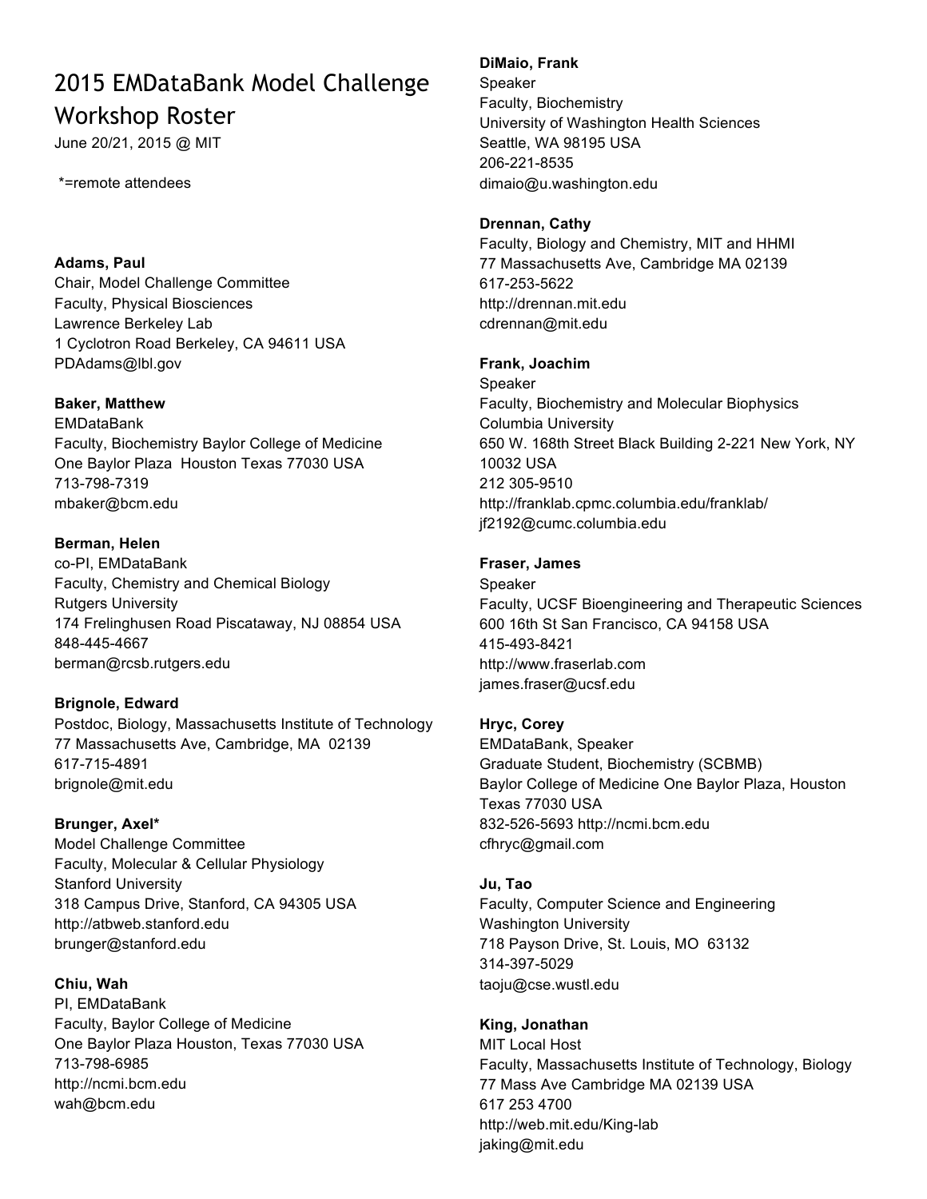# 2015 EMDataBank Model Challenge Workshop Roster

June 20/21, 2015 @ MIT

*=remote attendees

**Adams, Paul**
Chair, Model Challenge Committee
Faculty, Physical Biosciences
Lawrence Berkeley Lab
1 Cyclotron Road Berkeley, CA 94611 USA
PDAdams@lbl.gov

**Baker, Matthew**
EMDataBank
Faculty, Biochemistry Baylor College of Medicine
One Baylor Plaza Houston Texas 77030 USA
713-798-7319
mbaker@bcm.edu

**Berman, Helen**
co-PI, EMDataBank
Faculty, Chemistry and Chemical Biology
Rutgers University
174 Frelinghusen Road Piscataway, NJ 08854 USA
848-445-4667
berman@rcsb.rutgers.edu

**Brignole, Edward**
Postdoc, Biology, Massachusetts Institute of Technology
77 Massachusetts Ave, Cambridge, MA 02139
617-715-4891
brignole@mit.edu

**Brunger, Axel***
Model Challenge Committee
Faculty, Molecular & Cellular Physiology
Stanford University
318 Campus Drive, Stanford, CA 94305 USA
http://atbweb.stanford.edu
brunger@stanford.edu

**Chiu, Wah**
PI, EMDataBank
Faculty, Baylor College of Medicine
One Baylor Plaza Houston, Texas 77030 USA
713-798-6985
http://ncmi.bcm.edu
wah@bcm.edu

**DiMaio, Frank**
Speaker
Faculty, Biochemistry
University of Washington Health Sciences
Seattle, WA 98195 USA
206-221-8535
dimaio@u.washington.edu

**Drennan, Cathy**
Faculty, Biology and Chemistry, MIT and HHMI
77 Massachusetts Ave, Cambridge MA 02139
617-253-5622
http://drennan.mit.edu
cdrennan@mit.edu

**Frank, Joachim**
Speaker
Faculty, Biochemistry and Molecular Biophysics
Columbia University
650 W. 168th Street Black Building 2-221 New York, NY 10032 USA
212 305-9510
http://franklab.cpmc.columbia.edu/franklab/
jf2192@cumc.columbia.edu

**Fraser, James**
Speaker
Faculty, UCSF Bioengineering and Therapeutic Sciences
600 16th St San Francisco, CA 94158 USA
415-493-8421
http://www.fraserlab.com
james.fraser@ucsf.edu

**Hryc, Corey**
EMDataBank, Speaker
Graduate Student, Biochemistry (SCBMB)
Baylor College of Medicine One Baylor Plaza, Houston Texas 77030 USA
832-526-5693 http://ncmi.bcm.edu
cfhryc@gmail.com

**Ju, Tao**
Faculty, Computer Science and Engineering
Washington University
718 Payson Drive, St. Louis, MO 63132
314-397-5029
taoju@cse.wustl.edu

**King, Jonathan**
MIT Local Host
Faculty, Massachusetts Institute of Technology, Biology
77 Mass Ave Cambridge MA 02139 USA
617 253 4700
http://web.mit.edu/King-lab
jaking@mit.edu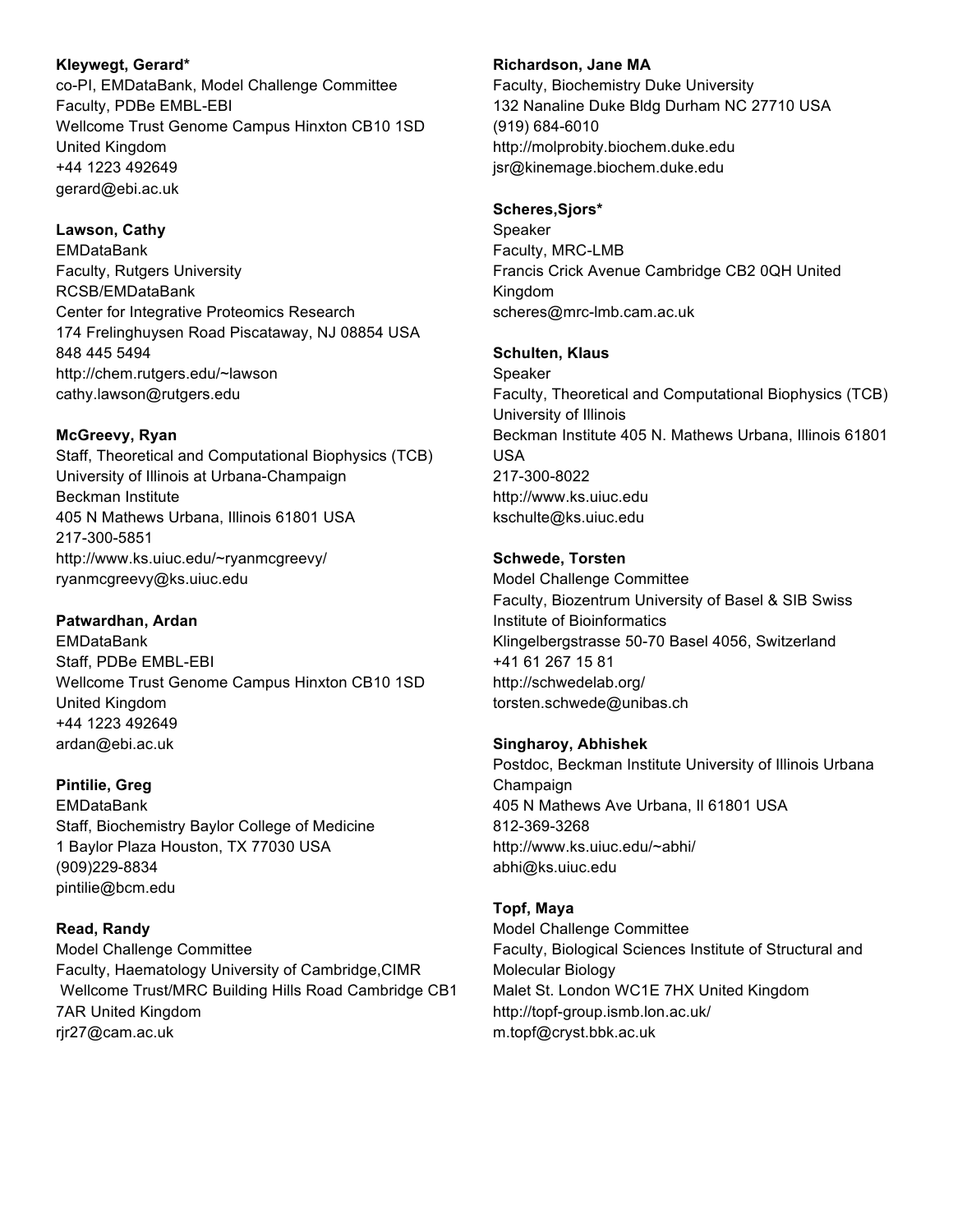**Kleywegt, Gerard***
co-PI, EMDataBank, Model Challenge Committee
Faculty, PDBe EMBL-EBI
Wellcome Trust Genome Campus Hinxton CB10 1SD
United Kingdom
+44 1223 492649
gerard@ebi.ac.uk

**Lawson, Cathy**
EMDataBank
Faculty, Rutgers University
RCSB/EMDataBank
Center for Integrative Proteomics Research
174 Frelinghuysen Road Piscataway, NJ 08854 USA
848 445 5494
http://chem.rutgers.edu/~lawson
cathy.lawson@rutgers.edu

**McGreevy, Ryan**
Staff, Theoretical and Computational Biophysics (TCB)
University of Illinois at Urbana-Champaign
Beckman Institute
405 N Mathews Urbana, Illinois 61801 USA
217-300-5851
http://www.ks.uiuc.edu/~ryanmcgreevy/
ryanmcgreevy@ks.uiuc.edu

**Patwardhan, Ardan**
EMDataBank
Staff, PDBe EMBL-EBI
Wellcome Trust Genome Campus Hinxton CB10 1SD
United Kingdom
+44 1223 492649
ardan@ebi.ac.uk

**Pintilie, Greg**
EMDataBank
Staff, Biochemistry Baylor College of Medicine
1 Baylor Plaza Houston, TX 77030 USA
(909)229-8834
pintilie@bcm.edu

**Read, Randy**
Model Challenge Committee
Faculty, Haematology University of Cambridge,CIMR
Wellcome Trust/MRC Building Hills Road Cambridge CB1 7AR United Kingdom
rjr27@cam.ac.uk

**Richardson, Jane MA**
Faculty, Biochemistry Duke University
132 Nanaline Duke Bldg Durham NC 27710 USA
(919) 684-6010
http://molprobity.biochem.duke.edu
jsr@kinemage.biochem.duke.edu

**Scheres,Sjors***
Speaker
Faculty, MRC-LMB
Francis Crick Avenue Cambridge CB2 0QH United Kingdom
scheres@mrc-lmb.cam.ac.uk

**Schulten, Klaus**
Speaker
Faculty, Theoretical and Computational Biophysics (TCB)
University of Illinois
Beckman Institute 405 N. Mathews Urbana, Illinois 61801 USA
217-300-8022
http://www.ks.uiuc.edu
kschulte@ks.uiuc.edu

**Schwede, Torsten**
Model Challenge Committee
Faculty, Biozentrum University of Basel & SIB Swiss Institute of Bioinformatics
Klingelbergstrasse 50-70 Basel 4056, Switzerland
+41 61 267 15 81
http://schwedelab.org/
torsten.schwede@unibas.ch

**Singharoy, Abhishek**
Postdoc, Beckman Institute University of Illinois Urbana Champaign
405 N Mathews Ave Urbana, Il 61801 USA
812-369-3268
http://www.ks.uiuc.edu/~abhi/
abhi@ks.uiuc.edu

**Topf, Maya**
Model Challenge Committee
Faculty, Biological Sciences Institute of Structural and Molecular Biology
Malet St. London WC1E 7HX United Kingdom
http://topf-group.ismb.lon.ac.uk/
m.topf@cryst.bbk.ac.uk